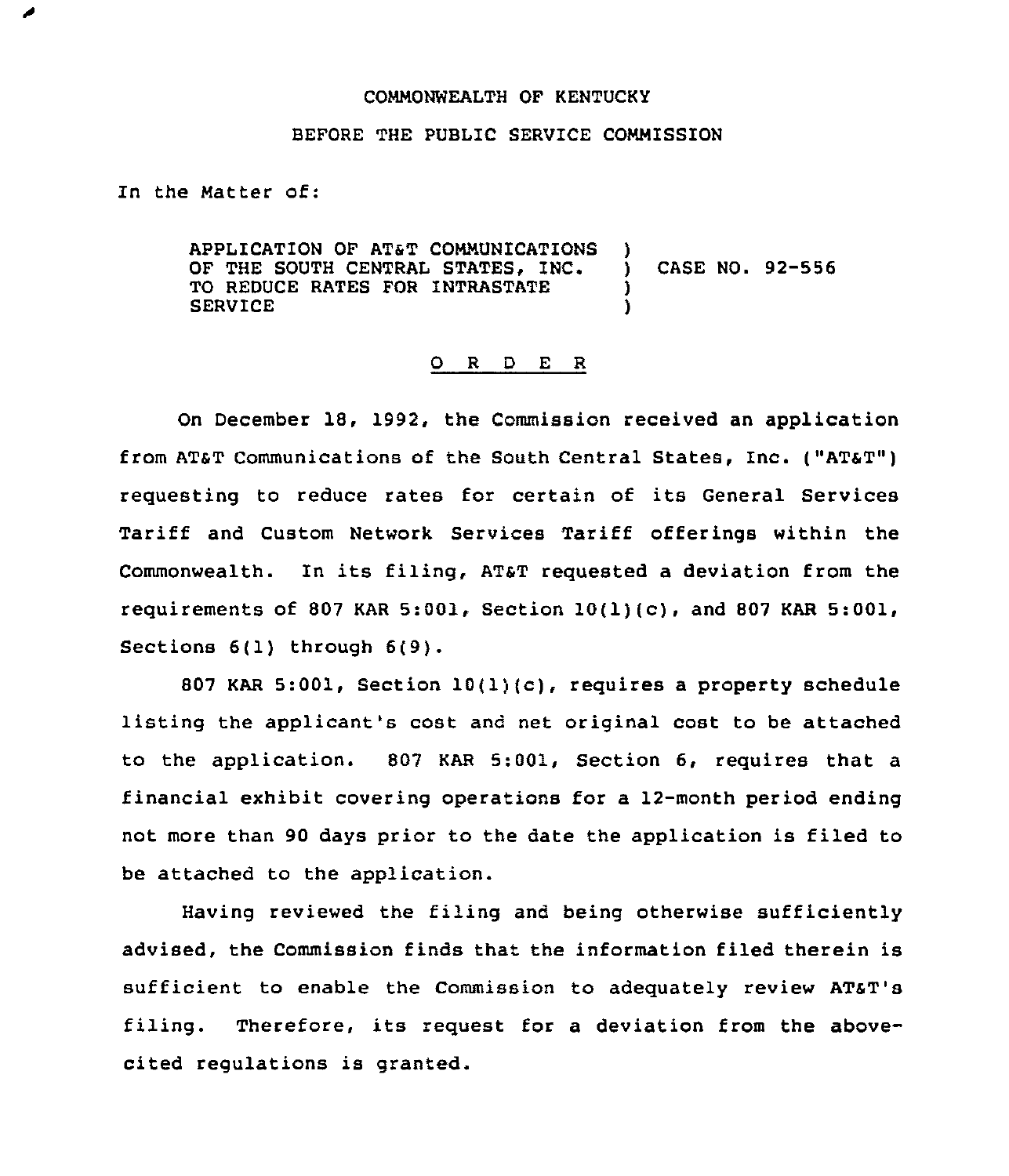COMMONWEALTH OF KENTUCKY

BEFORE THE PUBLIC SERVICE COMMISSION

In the Matter of:

| | | |
|---|---|---|
| APPLICATION OF AT&T COMMUNICATIONS OF THE SOUTH CENTRAL STATES, INC. TO REDUCE RATES FOR INTRASTATE SERVICE | ) ) ) ) | CASE NO. 92-556 |

O R D E R

On December 18, 1992, the Commission received an application from AT&T Communications of the South Central States, Inc. ("AT&T") requesting to reduce rates for certain of its General Services Tariff and Custom Network Services Tariff offerings within the Commonwealth. In its filing, AT&T requested a deviation from the requirements of 807 KAR 5:001, Section 10(1)(c), and 807 KAR 5:001, Sections 6(1) through 6(9).

807 KAR 5:001, Section 10(1)(c), requires a property schedule listing the applicant's cost and net original cost to be attached to the application. 807 KAR 5:001, Section 6, requires that a financial exhibit covering operations for a 12-month period ending not more than 90 days prior to the date the application is filed to be attached to the application.

Having reviewed the filing and being otherwise sufficiently advised, the Commission finds that the information filed therein is sufficient to enable the Commission to adequately review AT&T's filing. Therefore, its request for a deviation from the above-cited regulations is granted.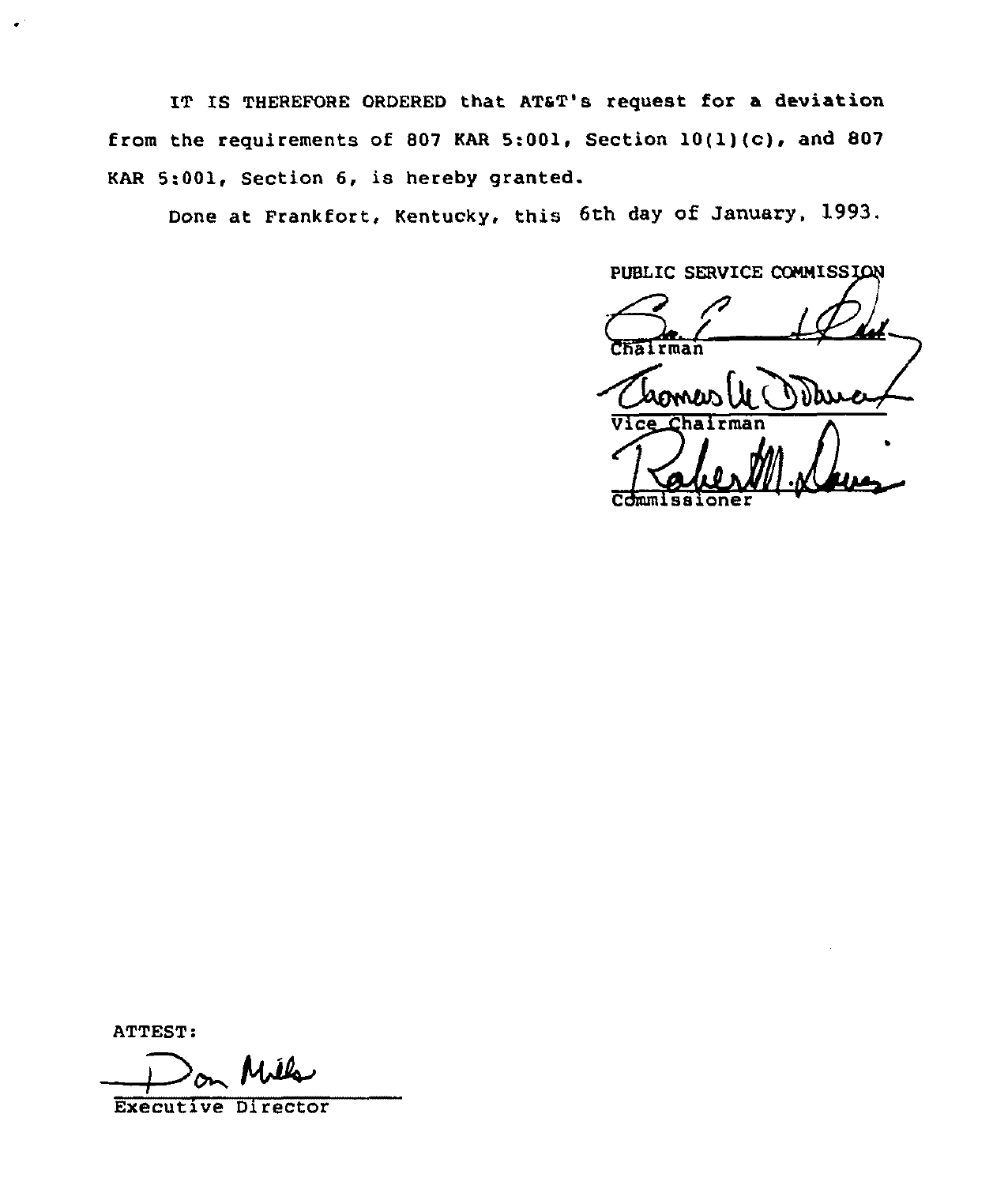IT IS THEREFORE ORDERED that AT&T's request for a deviation from the requirements of 807 KAR 5:001, Section 10(1)(c), and 807 KAR 5:001, Section 6, is hereby granted.

Done at Frankfort, Kentucky, this 6th day of January, 1993.

PUBLIC SERVICE COMMISSION

Chairman

Vice Chairman

Commissioner

ATTEST:

Executive Director